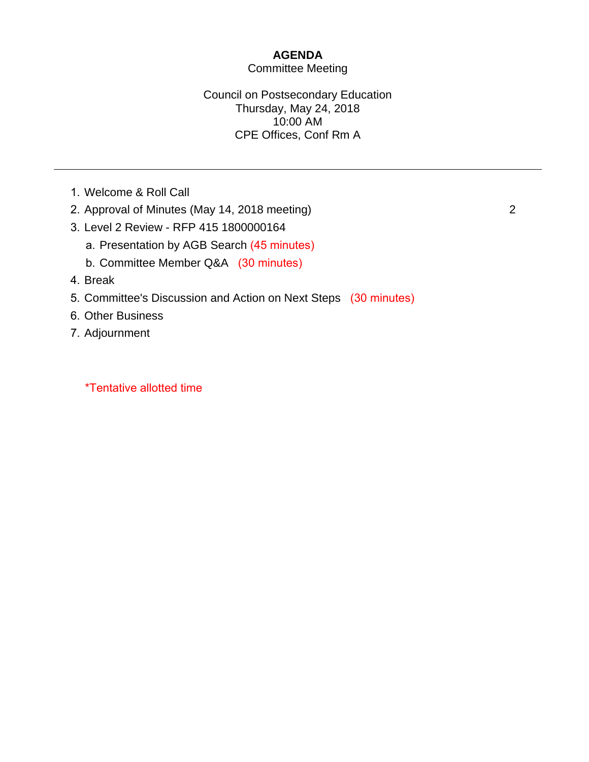# AGENDA

Committee Meeting

Council on Postsecondary Education
Thursday, May 24, 2018
10:00 AM
CPE Offices, Conf Rm A

---

1. Welcome & Roll Call
2. Approval of Minutes (May 14, 2018 meeting) 2
3. Level 2 Review - RFP 415 1800000164
   a. Presentation by AGB Search (45 minutes)
   b. Committee Member Q&A (30 minutes)
4. Break
5. Committee's Discussion and Action on Next Steps (30 minutes)
6. Other Business
7. Adjournment

*Tentative allotted time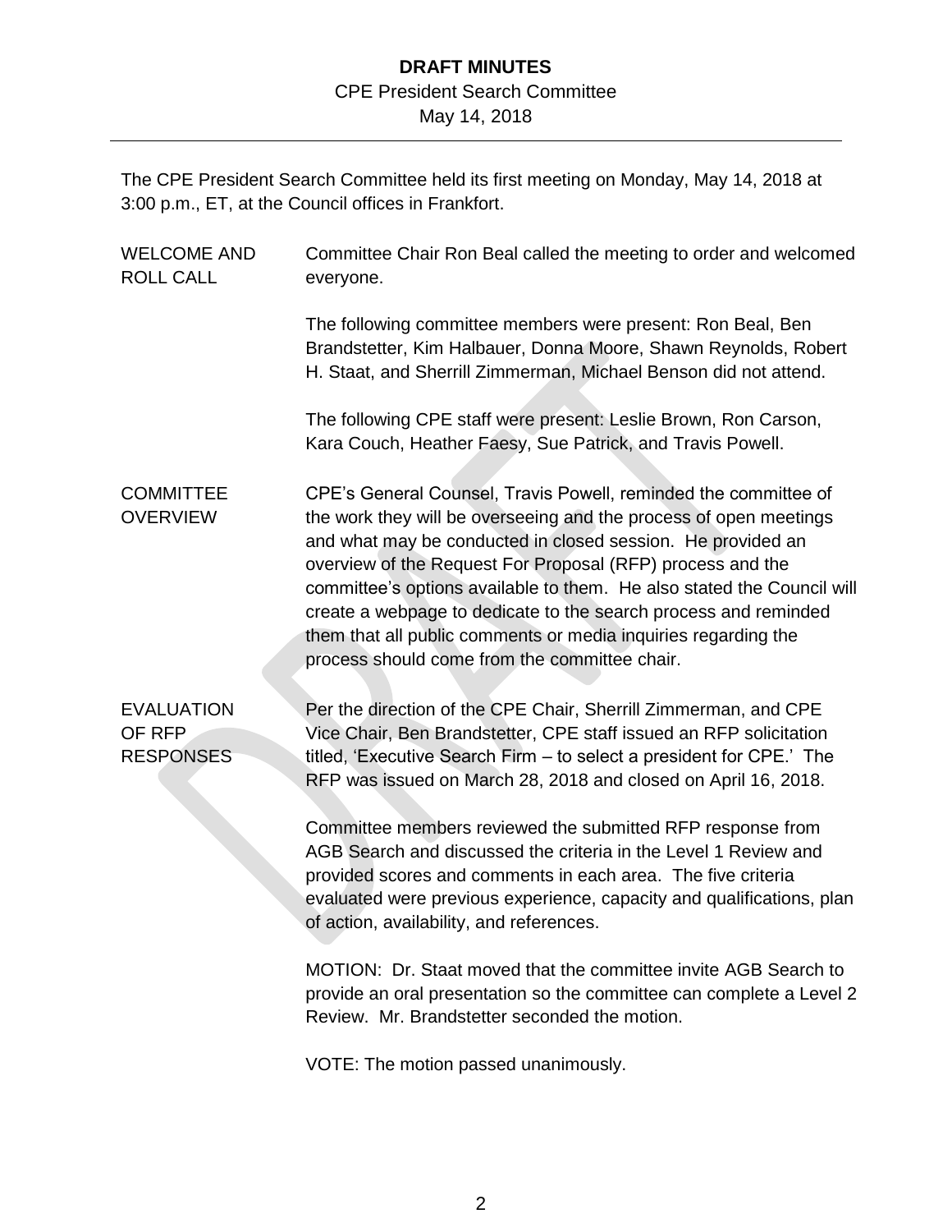**DRAFT MINUTES**

CPE President Search Committee

May 14, 2018

---

The CPE President Search Committee held its first meeting on Monday, May 14, 2018 at 3:00 p.m., ET, at the Council offices in Frankfort.

**WELCOME AND ROLL CALL**

Committee Chair Ron Beal called the meeting to order and welcomed everyone.

The following committee members were present: Ron Beal, Ben Brandstetter, Kim Halbauer, Donna Moore, Shawn Reynolds, Robert H. Staat, and Sherrill Zimmerman, Michael Benson did not attend.

The following CPE staff were present: Leslie Brown, Ron Carson, Kara Couch, Heather Faesy, Sue Patrick, and Travis Powell.

**COMMITTEE OVERVIEW**

CPE's General Counsel, Travis Powell, reminded the committee of the work they will be overseeing and the process of open meetings and what may be conducted in closed session. He provided an overview of the Request For Proposal (RFP) process and the committee's options available to them. He also stated the Council will create a webpage to dedicate to the search process and reminded them that all public comments or media inquiries regarding the process should come from the committee chair.

**EVALUATION OF RFP RESPONSES**

Per the direction of the CPE Chair, Sherrill Zimmerman, and CPE Vice Chair, Ben Brandstetter, CPE staff issued an RFP solicitation titled, 'Executive Search Firm – to select a president for CPE.' The RFP was issued on March 28, 2018 and closed on April 16, 2018.

Committee members reviewed the submitted RFP response from AGB Search and discussed the criteria in the Level 1 Review and provided scores and comments in each area. The five criteria evaluated were previous experience, capacity and qualifications, plan of action, availability, and references.

MOTION: Dr. Staat moved that the committee invite AGB Search to provide an oral presentation so the committee can complete a Level 2 Review. Mr. Brandstetter seconded the motion.

VOTE: The motion passed unanimously.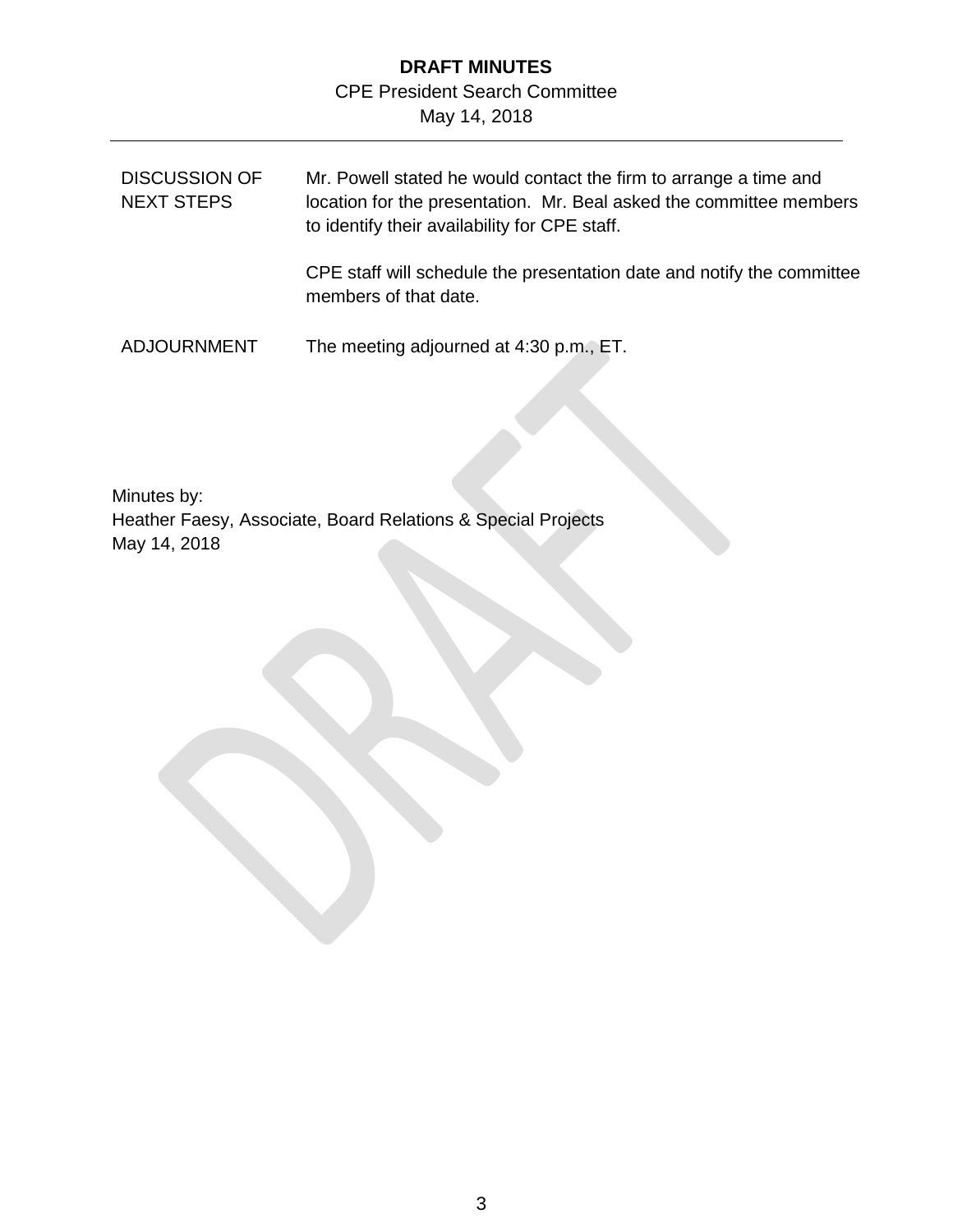**DRAFT MINUTES**
CPE President Search Committee
May 14, 2018

---

| | |
|---|---|
| DISCUSSION OF NEXT STEPS | Mr. Powell stated he would contact the firm to arrange a time and location for the presentation. Mr. Beal asked the committee members to identify their availability for CPE staff.<br><br>CPE staff will schedule the presentation date and notify the committee members of that date. |
| ADJOURNMENT | The meeting adjourned at 4:30 p.m., ET. |

Minutes by:
Heather Faesy, Associate, Board Relations & Special Projects
May 14, 2018